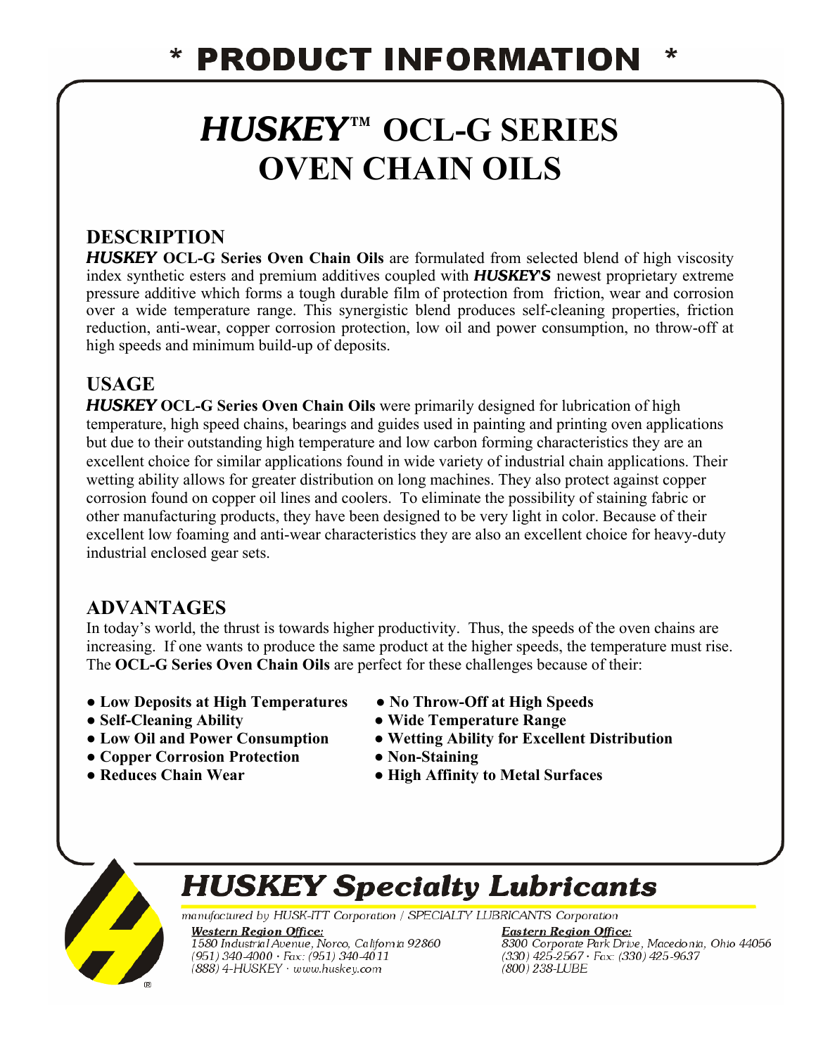# * PRODUCT INFORMATION *

# *HUSKEY*™ OCL-G SERIES OVEN CHAIN OILS

## DESCRIPTION

***HUSKEY* OCL-G Series Oven Chain Oils** are formulated from selected blend of high viscosity index synthetic esters and premium additives coupled with ***HUSKEY'S*** newest proprietary extreme pressure additive which forms a tough durable film of protection from friction, wear and corrosion over a wide temperature range. This synergistic blend produces self-cleaning properties, friction reduction, anti-wear, copper corrosion protection, low oil and power consumption, no throw-off at high speeds and minimum build-up of deposits.

## USAGE

***HUSKEY* OCL-G Series Oven Chain Oils** were primarily designed for lubrication of high temperature, high speed chains, bearings and guides used in painting and printing oven applications but due to their outstanding high temperature and low carbon forming characteristics they are an excellent choice for similar applications found in wide variety of industrial chain applications. Their wetting ability allows for greater distribution on long machines. They also protect against copper corrosion found on copper oil lines and coolers. To eliminate the possibility of staining fabric or other manufacturing products, they have been designed to be very light in color. Because of their excellent low foaming and anti-wear characteristics they are also an excellent choice for heavy-duty industrial enclosed gear sets.

## ADVANTAGES

In today's world, the thrust is towards higher productivity. Thus, the speeds of the oven chains are increasing. If one wants to produce the same product at the higher speeds, the temperature must rise. The **OCL-G Series Oven Chain Oils** are perfect for these challenges because of their:

- **Low Deposits at High Temperatures**
- **Self-Cleaning Ability**
- **Low Oil and Power Consumption**
- **Copper Corrosion Protection**
- **Reduces Chain Wear**
- **No Throw-Off at High Speeds**
- **Wide Temperature Range**
- **Wetting Ability for Excellent Distribution**
- **Non-Staining**
- **High Affinity to Metal Surfaces**

## *HUSKEY Specialty Lubricants*

*manufactured by HUSK-ITT Corporation / SPECIALTY LUBRICANTS Corporation*

***Western Region Office:***
*1580 Industrial Avenue, Norco, California 92860*
*(951) 340-4000 · Fax: (951) 340-4011*
*(888) 4-HUSKEY · www.huskey.com*

***Eastern Region Office:***
*8300 Corporate Park Drive, Macedonia, Ohio 44056*
*(330) 425-2567 · Fax: (330) 425-9637*
*(800) 238-LUBE*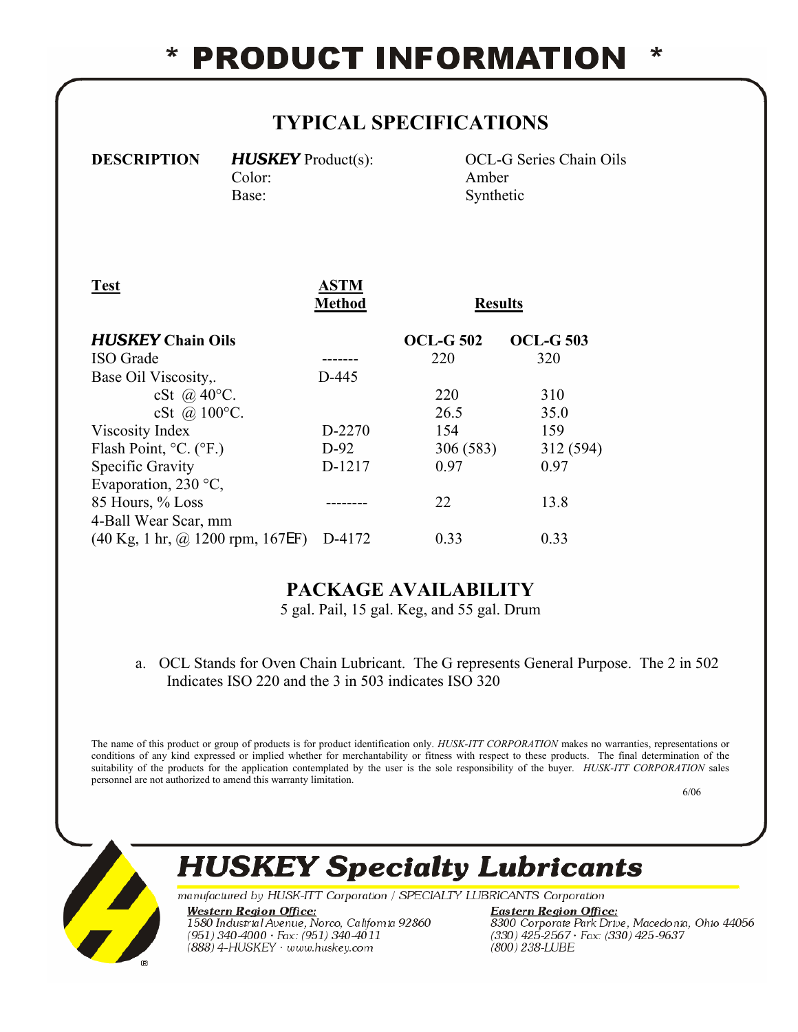# * PRODUCT INFORMATION *

## TYPICAL SPECIFICATIONS

| | | |
|---|---|---|
| **DESCRIPTION** | ***HUSKEY*** Product(s): | OCL-G Series Chain Oils |
| | Color: | Amber |
| | Base: | Synthetic |

| <u>**Test**</u> | <u>**ASTM Method**</u> | <u>**Results**</u> | |
|---|---|---|---|
| ***HUSKEY* Chain Oils** | | **OCL-G 502** | **OCL-G 503** |
| ISO Grade | ------- | 220 | 320 |
| Base Oil Viscosity,. | D-445 | | |
| cSt @ 40°C. | | 220 | 310 |
| cSt @ 100°C. | | 26.5 | 35.0 |
| Viscosity Index | D-2270 | 154 | 159 |
| Flash Point, °C. (°F.) | D-92 | 306 (583) | 312 (594) |
| Specific Gravity | D-1217 | 0.97 | 0.97 |
| Evaporation, 230 °C, 85 Hours, % Loss | -------- | 22 | 13.8 |
| 4-Ball Wear Scar, mm (40 Kg, 1 hr, @ 1200 rpm, 167EF) | D-4172 | 0.33 | 0.33 |

## PACKAGE AVAILABILITY

5 gal. Pail, 15 gal. Keg, and 55 gal. Drum

a. OCL Stands for Oven Chain Lubricant. The G represents General Purpose. The 2 in 502 Indicates ISO 220 and the 3 in 503 indicates ISO 320

The name of this product or group of products is for product identification only. *HUSK-ITT CORPORATION* makes no warranties, representations or conditions of any kind expressed or implied whether for merchantability or fitness with respect to these products. The final determination of the suitability of the products for the application contemplated by the user is the sole responsibility of the buyer. *HUSK-ITT CORPORATION* sales personnel are not authorized to amend this warranty limitation.

6/06

***HUSKEY Specialty Lubricants***

*manufactured by HUSK-ITT Corporation / SPECIALTY LUBRICANTS Corporation*

***Western Region Office:***
*1580 Industrial Avenue, Norco, California 92860*
*(951) 340-4000 · Fax: (951) 340-4011*
*(888) 4-HUSKEY · www.huskey.com*

***Eastern Region Office:***
*8300 Corporate Park Drive, Macedonia, Ohio 44056*
*(330) 425-2567 · Fax: (330) 425-9637*
*(800) 238-LUBE*